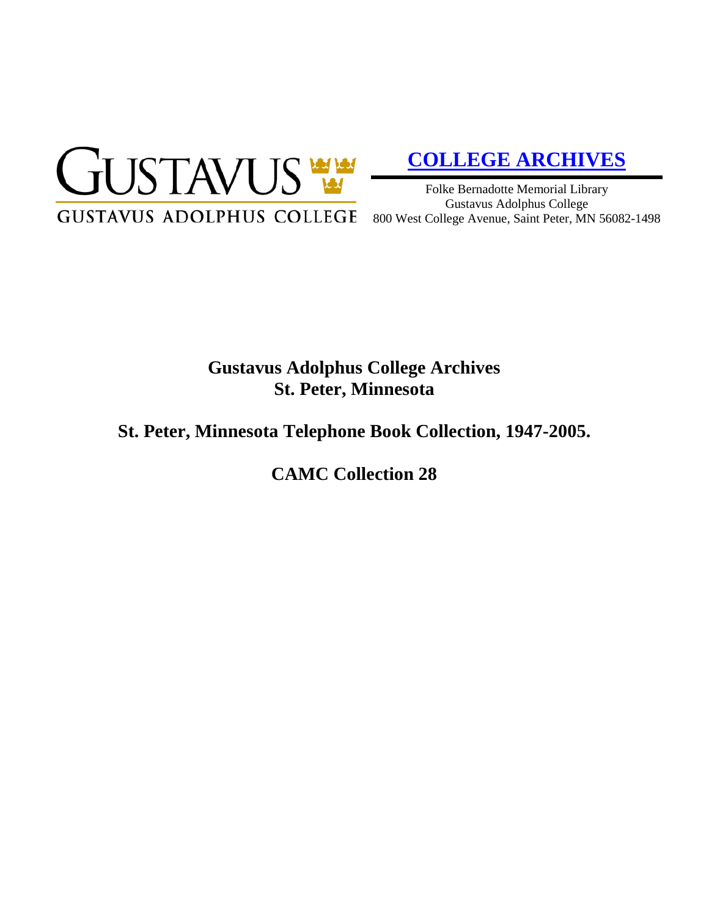GUSTAVUS

GUSTAVUS ADOLPHUS COLLEGE

**COLLEGE ARCHIVES**

Folke Bernadotte Memorial Library
Gustavus Adolphus College
800 West College Avenue, Saint Peter, MN 56082-1498

# Gustavus Adolphus College Archives
# St. Peter, Minnesota

## St. Peter, Minnesota Telephone Book Collection, 1947-2005.

## CAMC Collection 28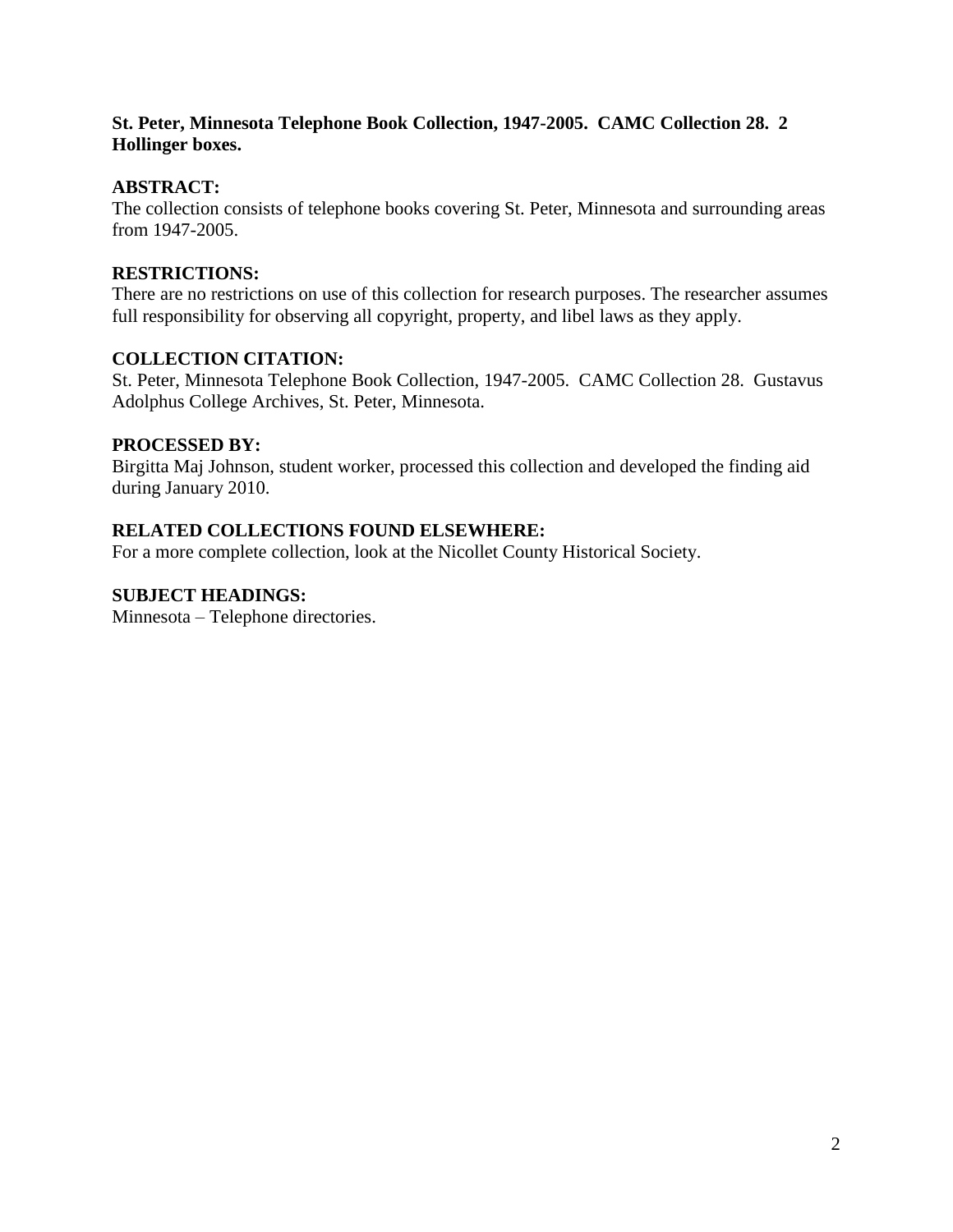**St. Peter, Minnesota Telephone Book Collection, 1947-2005. CAMC Collection 28. 2 Hollinger boxes.**

**ABSTRACT:**

The collection consists of telephone books covering St. Peter, Minnesota and surrounding areas from 1947-2005.

**RESTRICTIONS:**

There are no restrictions on use of this collection for research purposes. The researcher assumes full responsibility for observing all copyright, property, and libel laws as they apply.

**COLLECTION CITATION:**

St. Peter, Minnesota Telephone Book Collection, 1947-2005. CAMC Collection 28. Gustavus Adolphus College Archives, St. Peter, Minnesota.

**PROCESSED BY:**

Birgitta Maj Johnson, student worker, processed this collection and developed the finding aid during January 2010.

**RELATED COLLECTIONS FOUND ELSEWHERE:**

For a more complete collection, look at the Nicollet County Historical Society.

**SUBJECT HEADINGS:**

Minnesota – Telephone directories.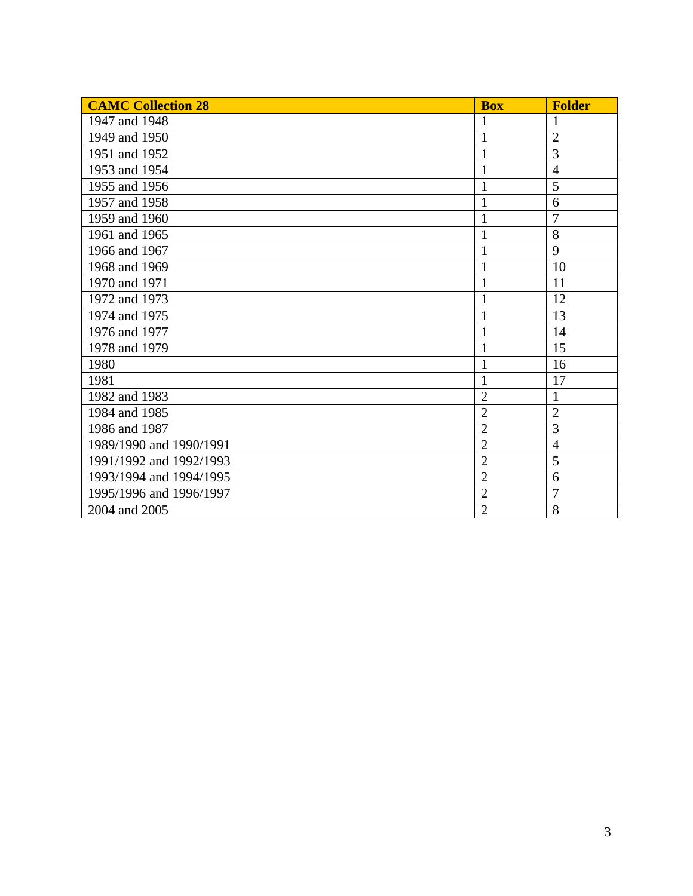| **CAMC Collection 28** | **Box** | **Folder** |
|---|---|---|
| 1947 and 1948 | 1 | 1 |
| 1949 and 1950 | 1 | 2 |
| 1951 and 1952 | 1 | 3 |
| 1953 and 1954 | 1 | 4 |
| 1955 and 1956 | 1 | 5 |
| 1957 and 1958 | 1 | 6 |
| 1959 and 1960 | 1 | 7 |
| 1961 and 1965 | 1 | 8 |
| 1966 and 1967 | 1 | 9 |
| 1968 and 1969 | 1 | 10 |
| 1970 and 1971 | 1 | 11 |
| 1972 and 1973 | 1 | 12 |
| 1974 and 1975 | 1 | 13 |
| 1976 and 1977 | 1 | 14 |
| 1978 and 1979 | 1 | 15 |
| 1980 | 1 | 16 |
| 1981 | 1 | 17 |
| 1982 and 1983 | 2 | 1 |
| 1984 and 1985 | 2 | 2 |
| 1986 and 1987 | 2 | 3 |
| 1989/1990 and 1990/1991 | 2 | 4 |
| 1991/1992 and 1992/1993 | 2 | 5 |
| 1993/1994 and 1994/1995 | 2 | 6 |
| 1995/1996 and 1996/1997 | 2 | 7 |
| 2004 and 2005 | 2 | 8 |